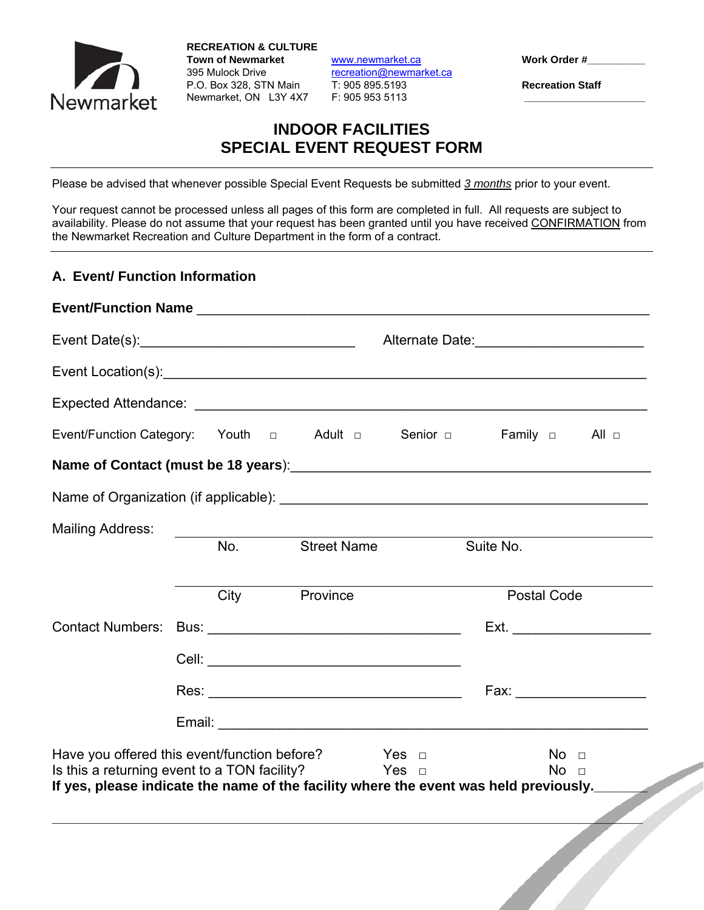**RECREATION & CULTURE**
**Town of Newmarket**
395 Mulock Drive
P.O. Box 328, STN Main
Newmarket, ON L3Y 4X7

www.newmarket.ca
recreation@newmarket.ca
T: 905 895.5193
F: 905 953 5113

**Work Order #**__________

**Recreation Staff** ____________________

# INDOOR FACILITIES
# SPECIAL EVENT REQUEST FORM

Please be advised that whenever possible Special Event Requests be submitted *3 months* prior to your event.

Your request cannot be processed unless all pages of this form are completed in full. All requests are subject to availability. Please do not assume that your request has been granted until you have received CONFIRMATION from the Newmarket Recreation and Culture Department in the form of a contract.

## A. Event/ Function Information

**Event/Function Name** ____________________________________________________________

Event Date(s):____________________________ Alternate Date:______________________

Event Location(s):__________________________________________________________

Expected Attendance: ________________________________________________________

Event/Function Category: Youth ☐ Adult ☐ Senior ☐ Family ☐ All ☐

**Name of Contact (must be 18 years)**:_____________________________________________

Name of Organization (if applicable): _______________________________________________

Mailing Address: ____________________________________________________________
No. Street Name Suite No.

____________________________________________________________
City Province Postal Code

Contact Numbers: Bus: _________________________________ Ext. __________________

Cell: _________________________________

Res: _________________________________ Fax: _________________

Email: ___________________________________________________________

Have you offered this event/function before? Yes ☐ No ☐
Is this a returning event to a TON facility? Yes ☐ No ☐
**If yes, please indicate the name of the facility where the event was held previously.**_______

_____________________________________________________________________________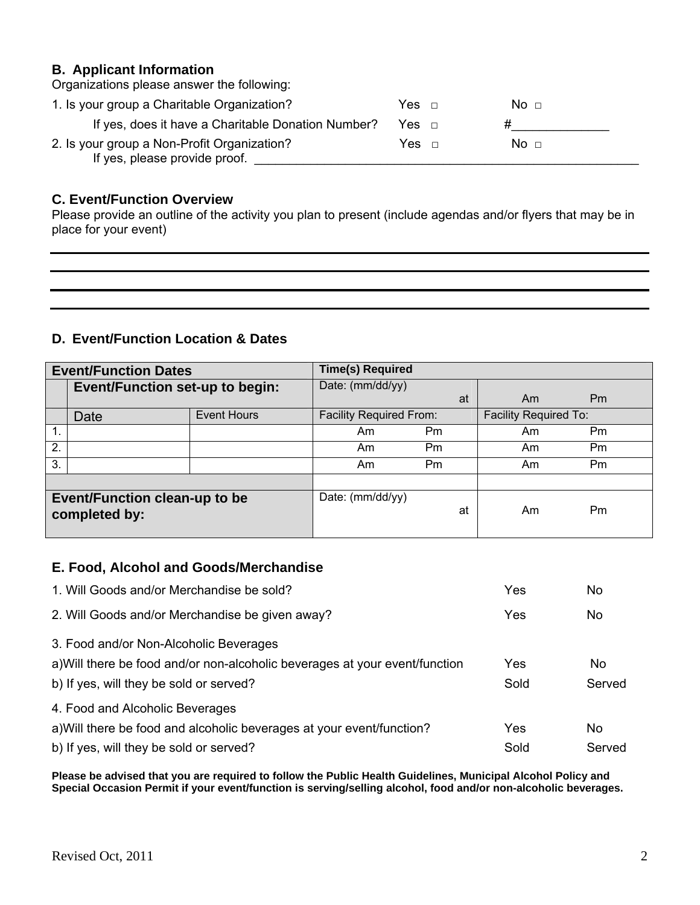## B. Applicant Information

Organizations please answer the following:

1. Is your group a Charitable Organization? Yes □ No □
   If yes, does it have a Charitable Donation Number? Yes □ #______________
2. Is your group a Non-Profit Organization? Yes □ No □
   If yes, please provide proof. ________________________________________________________

## C. Event/Function Overview

Please provide an outline of the activity you plan to present (include agendas and/or flyers that may be in place for your event)

______________________________________________________________________________

______________________________________________________________________________

______________________________________________________________________________

______________________________________________________________________________

## D. Event/Function Location & Dates

| **Event/Function Dates** | | | **Time(s) Required** | |
|---|---|---|---|---|
| | **Event/Function set-up to begin:** | | Date: (mm/dd/yy) at | Am Pm |
| | Date | Event Hours | Facility Required From: | Facility Required To: |
| 1. | | | Am Pm | Am Pm |
| 2. | | | Am Pm | Am Pm |
| 3. | | | Am Pm | Am Pm |
| | | | | |
| **Event/Function clean-up to be completed by:** | | | Date: (mm/dd/yy) at | Am Pm |

## E. Food, Alcohol and Goods/Merchandise

1. Will Goods and/or Merchandise be sold? Yes No
2. Will Goods and/or Merchandise be given away? Yes No
3. Food and/or Non-Alcoholic Beverages
   a) Will there be food and/or non-alcoholic beverages at your event/function Yes No
   b) If yes, will they be sold or served? Sold Served
4. Food and Alcoholic Beverages
   a) Will there be food and alcoholic beverages at your event/function? Yes No
   b) If yes, will they be sold or served? Sold Served

**Please be advised that you are required to follow the Public Health Guidelines, Municipal Alcohol Policy and Special Occasion Permit if your event/function is serving/selling alcohol, food and/or non-alcoholic beverages.**

Revised Oct, 2011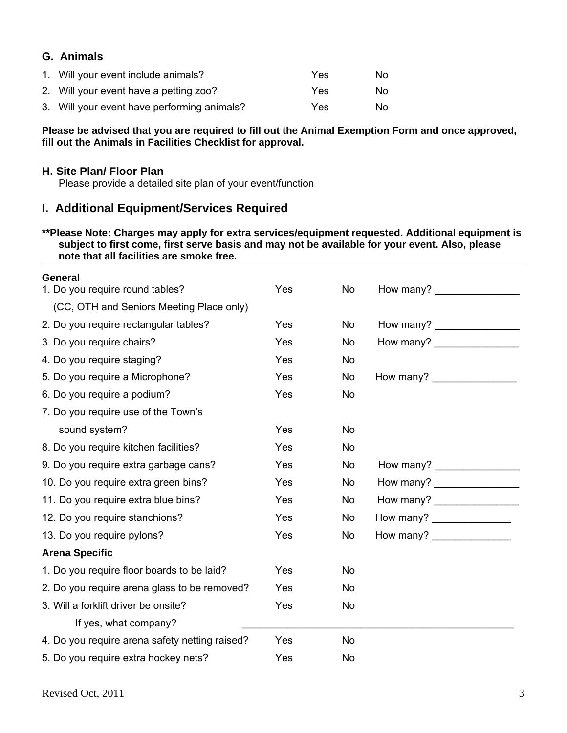## G. Animals

| | | | |
|---|---|---|---|
| 1. | Will your event include animals? | Yes | No |
| 2. | Will your event have a petting zoo? | Yes | No |
| 3. | Will your event have performing animals? | Yes | No |

**Please be advised that you are required to fill out the Animal Exemption Form and once approved, fill out the Animals in Facilities Checklist for approval.**

## H. Site Plan/ Floor Plan

Please provide a detailed site plan of your event/function

## I. Additional Equipment/Services Required

**\*\*Please Note: Charges may apply for extra services/equipment requested. Additional equipment is subject to first come, first serve basis and may not be available for your event. Also, please note that all facilities are smoke free.**

---

**General**

| | | | |
|---|---|---|---|
| 1. Do you require round tables? (CC, OTH and Seniors Meeting Place only) | Yes | No | How many? _______________ |
| 2. Do you require rectangular tables? | Yes | No | How many? _______________ |
| 3. Do you require chairs? | Yes | No | How many? _______________ |
| 4. Do you require staging? | Yes | No | |
| 5. Do you require a Microphone? | Yes | No | How many? _______________ |
| 6. Do you require a podium? | Yes | No | |
| 7. Do you require use of the Town's sound system? | Yes | No | |
| 8. Do you require kitchen facilities? | Yes | No | |
| 9. Do you require extra garbage cans? | Yes | No | How many? _______________ |
| 10. Do you require extra green bins? | Yes | No | How many? _______________ |
| 11. Do you require extra blue bins? | Yes | No | How many? _______________ |
| 12. Do you require stanchions? | Yes | No | How many? ______________ |
| 13. Do you require pylons? | Yes | No | How many? ______________ |

**Arena Specific**

| | | |
|---|---|---|
| 1. Do you require floor boards to be laid? | Yes | No |
| 2. Do you require arena glass to be removed? | Yes | No |
| 3. Will a forklift driver be onsite? | Yes | No |

If yes, what company? ________________________________________________

| | | |
|---|---|---|
| 4. Do you require arena safety netting raised? | Yes | No |
| 5. Do you require extra hockey nets? | Yes | No |

Revised Oct, 2011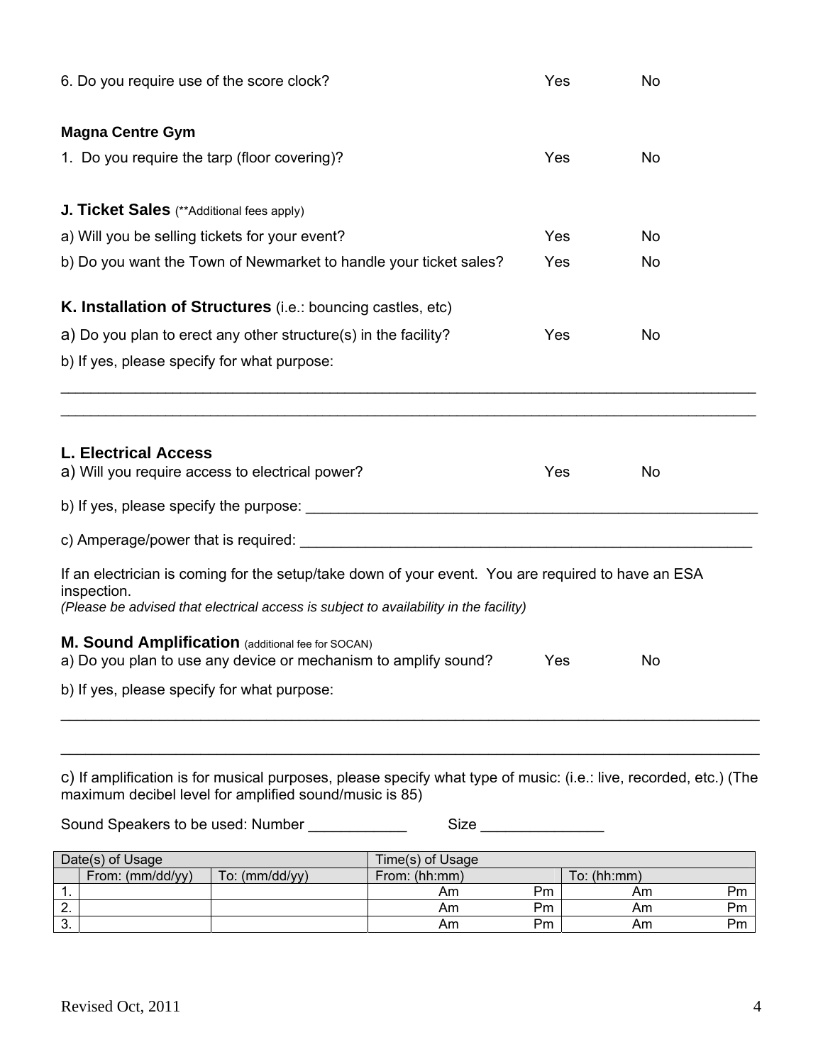6. Do you require use of the score clock? Yes No

**Magna Centre Gym**

1. Do you require the tarp (floor covering)? Yes No

### J. Ticket Sales (**Additional fees apply)

a) Will you be selling tickets for your event? Yes No

b) Do you want the Town of Newmarket to handle your ticket sales? Yes No

### K. Installation of Structures (i.e.: bouncing castles, etc)

a) Do you plan to erect any other structure(s) in the facility? Yes No

b) If yes, please specify for what purpose:

______________________________________________________________________________

______________________________________________________________________________

### L. Electrical Access

a) Will you require access to electrical power? Yes No

b) If yes, please specify the purpose: ______________________________________________

c) Amperage/power that is required: ______________________________________________

If an electrician is coming for the setup/take down of your event. You are required to have an ESA inspection.

*(Please be advised that electrical access is subject to availability in the facility)*

### M. Sound Amplification (additional fee for SOCAN)

a) Do you plan to use any device or mechanism to amplify sound? Yes No

b) If yes, please specify for what purpose:

______________________________________________________________________________

______________________________________________________________________________

c) If amplification is for musical purposes, please specify what type of music: (i.e.: live, recorded, etc.) (The maximum decibel level for amplified sound/music is 85)

Sound Speakers to be used: Number ____________ Size _______________

| Date(s) of Usage | | | Time(s) of Usage | |
|---|---|---|---|---|
| | From: (mm/dd/yy) | To: (mm/dd/yy) | From: (hh:mm) | To: (hh:mm) |
| 1. | | | Am Pm | Am Pm |
| 2. | | | Am Pm | Am Pm |
| 3. | | | Am Pm | Am Pm |

Revised Oct, 2011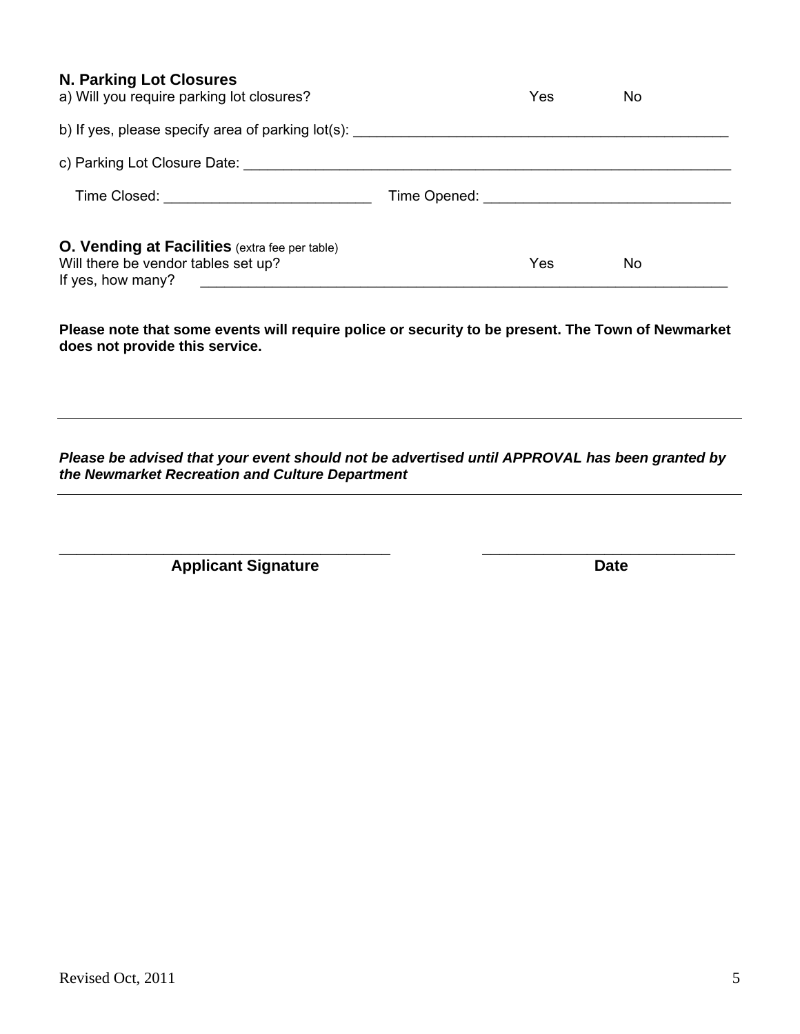## N. Parking Lot Closures

a) Will you require parking lot closures? Yes No

b) If yes, please specify area of parking lot(s): ______________________________________________

c) Parking Lot Closure Date: ____________________________________________________________

Time Closed: _________________________ Time Opened: ______________________________

## O. Vending at Facilities (extra fee per table)

Will there be vendor tables set up? Yes No

If yes, how many? ________________________________________________________________

**Please note that some events will require police or security to be present. The Town of Newmarket does not provide this service.**

---

***Please be advised that your event should not be advertised until APPROVAL has been granted by the Newmarket Recreation and Culture Department***

---

________________________________________ ________________________________

**Applicant Signature** **Date**

Revised Oct, 2011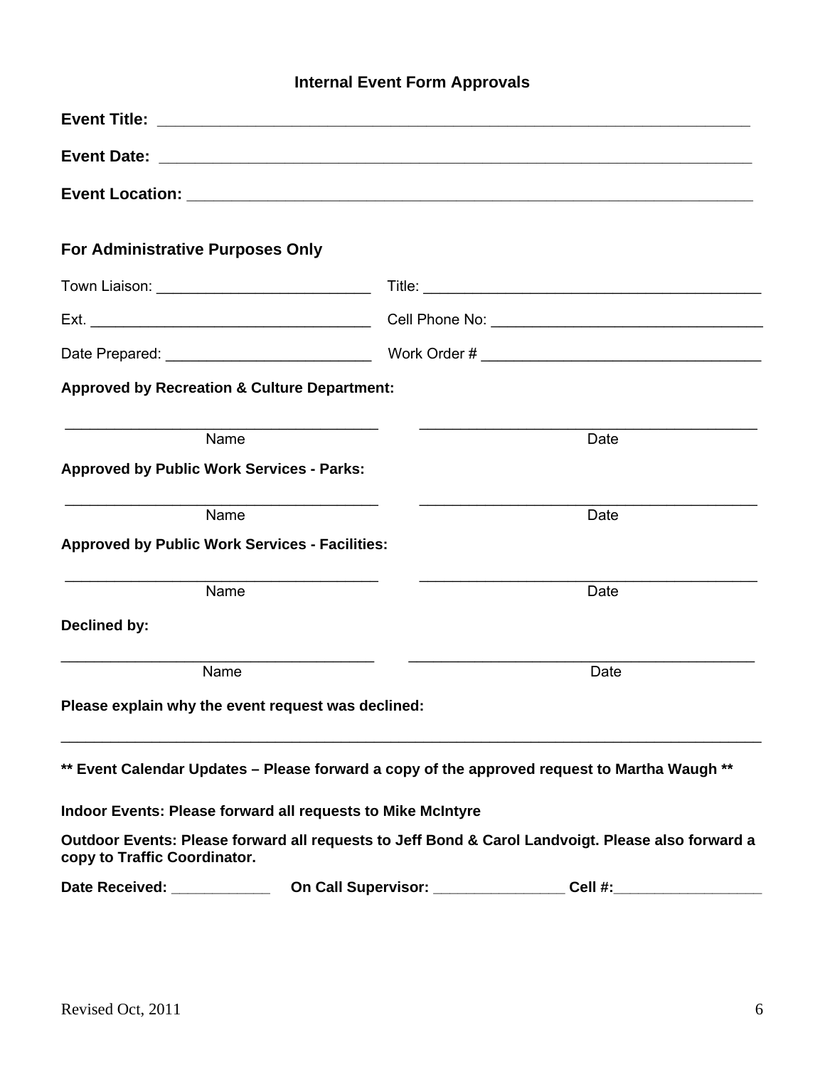## Internal Event Form Approvals

**Event Title:** ______________________________________________________________________

**Event Date:** ______________________________________________________________________

**Event Location:** ___________________________________________________________________

### For Administrative Purposes Only

Town Liaison: ___________________________ Title: __________________________________________

Ext. ___________________________________ Cell Phone No: ________________________________

Date Prepared: __________________________ Work Order # __________________________________

**Approved by Recreation & Culture Department:**

_______________________________________ _________________________________________

Name Date

**Approved by Public Work Services - Parks:**

_______________________________________ _________________________________________

Name Date

**Approved by Public Work Services - Facilities:**

_______________________________________ _________________________________________

Name Date

**Declined by:**

_______________________________________ _________________________________________

Name Date

**Please explain why the event request was declined:**

_____________________________________________________________________________________

**\*\* Event Calendar Updates – Please forward a copy of the approved request to Martha Waugh \*\***

**Indoor Events: Please forward all requests to Mike McIntyre**

**Outdoor Events: Please forward all requests to Jeff Bond & Carol Landvoigt. Please also forward a copy to Traffic Coordinator.**

**Date Received:** ____________ **On Call Supervisor:** ________________ **Cell #:**__________________

Revised Oct, 2011